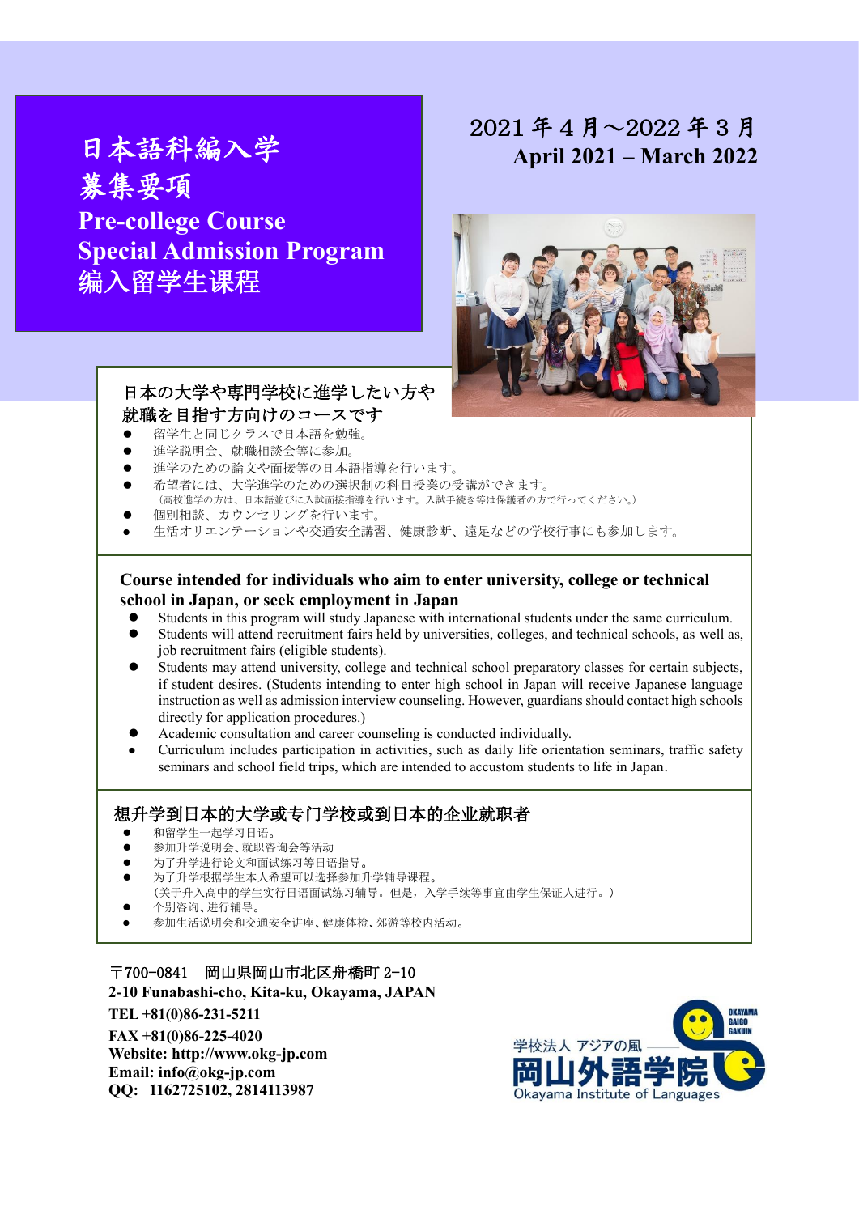# 日本語科編入学
# 募集要項
# Pre-college Course
# Special Admission Program
# 编入留学生课程

2021 年 4 月～2022 年 3 月
**April 2021 – March 2022**

## 日本の大学や専門学校に進学したい方や就職を目指す方向けのコースです

- 留学生と同じクラスで日本語を勉強。
- 進学説明会、就職相談会等に参加。
- 進学のための論文や面接等の日本語指導を行います。
- 希望者には、大学進学のための選択制の科目授業の受講ができます。
  （高校進学の方は、日本語並びに入試面接指導を行います。入試手続き等は保護者の方で行ってください。）
- 個別相談、カウンセリングを行います。
- 生活オリエンテーションや交通安全講習、健康診断、遠足などの学校行事にも参加します。

## Course intended for individuals who aim to enter university, college or technical school in Japan, or seek employment in Japan

- Students in this program will study Japanese with international students under the same curriculum.
- Students will attend recruitment fairs held by universities, colleges, and technical schools, as well as, job recruitment fairs (eligible students).
- Students may attend university, college and technical school preparatory classes for certain subjects, if student desires. (Students intending to enter high school in Japan will receive Japanese language instruction as well as admission interview counseling. However, guardians should contact high schools directly for application procedures.)
- Academic consultation and career counseling is conducted individually.
- Curriculum includes participation in activities, such as daily life orientation seminars, traffic safety seminars and school field trips, which are intended to accustom students to life in Japan.

## 想升学到日本的大学或专门学校或到日本的企业就职者

- 和留学生一起学习日语。
- 参加升学说明会、就职咨询会等活动
- 为了升学进行论文和面试练习等日语指导。
- 为了升学根据学生本人希望可以选择参加升学辅导课程。
  (关于升入高中的学生实行日语面试练习辅导。但是，入学手续等事宜由学生保证人进行。)
- 个别咨询、进行辅导。
- 参加生活说明会和交通安全讲座、健康体检、郊游等校内活动。

〒700-0841　岡山県岡山市北区舟橋町 2-10
**2-10 Funabashi-cho, Kita-ku, Okayama, JAPAN**
**TEL +81(0)86-231-5211**
**FAX +81(0)86-225-4020**
**Website: http://www.okg-jp.com**
**Email: info@okg-jp.com**
**QQ: 1162725102, 2814113987**

学校法人 アジアの風
岡山外語学院
Okayama Institute of Languages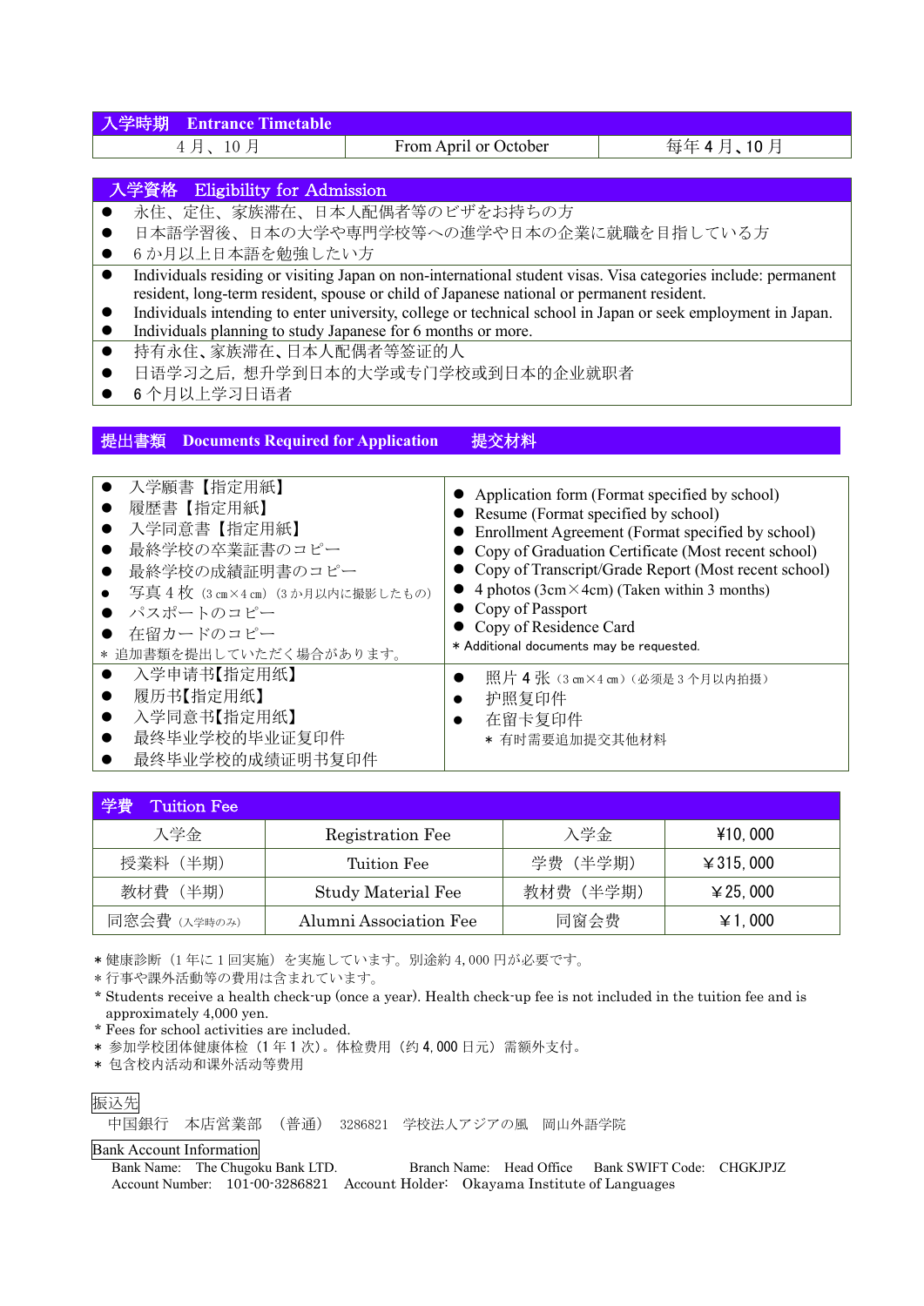| 入学時期　Entrance Timetable | | |
|---|---|---|
| 4 月、10 月 | From April or October | 毎年 4 月、10 月 |

## 入学資格　Eligibility for Admission

- 永住、定住、家族滞在、日本人配偶者等のビザをお持ちの方
- 日本語学習後、日本の大学や専門学校等への進学や日本の企業に就職を目指している方
- 6 か月以上日本語を勉強したい方

- Individuals residing or visiting Japan on non-international student visas. Visa categories include: permanent resident, long-term resident, spouse or child of Japanese national or permanent resident.
- Individuals intending to enter university, college or technical school in Japan or seek employment in Japan.
- Individuals planning to study Japanese for 6 months or more.

- 持有永住、家族滞在、日本人配偶者等签证的人
- 日语学习之后，想升学到日本的大学或专门学校或到日本的企业就职者
- 6 个月以上学习日语者

## 提出書類　Documents Required for Application　　提交材料

- 入学願書【指定用紙】
- 履歴書【指定用紙】
- 入学同意書【指定用紙】
- 最終学校の卒業証書のコピー
- 最終学校の成績証明書のコピー
- 写真 4 枚（3 ㎝×4 ㎝）（3 か月以内に撮影したもの）
- パスポートのコピー
- 在留カードのコピー

＊ 追加書類を提出していただく場合があります。

- Application form (Format specified by school)
- Resume (Format specified by school)
- Enrollment Agreement (Format specified by school)
- Copy of Graduation Certificate (Most recent school)
- Copy of Transcript/Grade Report (Most recent school)
- 4 photos (3cm×4cm) (Taken within 3 months)
- Copy of Passport
- Copy of Residence Card

* Additional documents may be requested.

- 入学申请书【指定用纸】
- 履历书【指定用纸】
- 入学同意书【指定用纸】
- 最终毕业学校的毕业证复印件
- 最终毕业学校的成绩证明书复印件
- 照片 4 张（3 ㎝×4 ㎝）（必须是 3 个月以内拍摄）
- 护照复印件
- 在留卡复印件

＊ 有时需要追加提交其他材料

## 学費　Tuition Fee

| 日本語 | English | 中文 | 金額 |
|---|---|---|---|
| 入学金 | Registration Fee | 入学金 | ¥10, 000 |
| 授業料（半期） | Tuition Fee | 学费（半学期） | ¥315, 000 |
| 教材費（半期） | Study Material Fee | 教材费（半学期） | ¥25, 000 |
| 同窓会費（入学時のみ） | Alumni Association Fee | 同窗会费 | ¥1, 000 |

＊健康診断（1 年に 1 回実施）を実施しています。別途約 4, 000 円が必要です。
＊行事や課外活動等の費用は含まれています。
* Students receive a health check-up (once a year). Health check-up fee is not included in the tuition fee and is approximately 4,000 yen.
* Fees for school activities are included.
＊ 参加学校团体健康体检（1 年 1 次）。体检费用（约 4, 000 日元）需额外支付。
＊ 包含校内活动和课外活动等费用

振込先

中国銀行　本店営業部　（普通）　3286821　学校法人アジアの風　岡山外語学院

Bank Account Information

Bank Name: The Chugoku Bank LTD.　　Branch Name: Head Office　　Bank SWIFT Code: CHGKJPJZ
Account Number: 101-00-3286821　Account Holder: Okayama Institute of Languages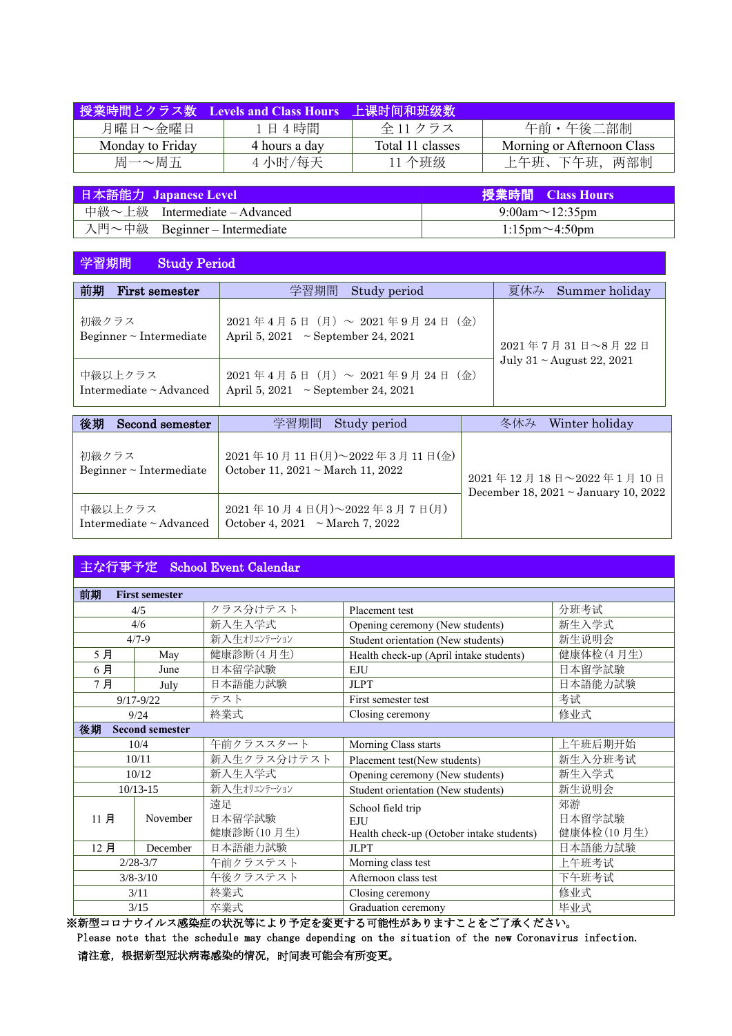| 授業時間とクラス数　Levels and Class Hours　上课时间和班级数 | | | |
|---|---|---|---|
| 月曜日～金曜日 | 1日4時間 | 全11クラス | 午前・午後二部制 |
| Monday to Friday | 4 hours a day | Total 11 classes | Morning or Afternoon Class |
| 周一～周五 | 4小时/每天 | 11个班级 | 上午班、下午班，两部制 |

| 日本語能力　Japanese Level | 授業時間　Class Hours |
|---|---|
| 中級～上級　Intermediate – Advanced | 9:00am～12:35pm |
| 入門～中級　Beginner – Intermediate | 1:15pm～4:50pm |

## 学習期間　Study Period

| 前期　First semester | 学習期間　Study period | 夏休み　Summer holiday |
|---|---|---|
| 初級クラス<br>Beginner ~ Intermediate | 2021年4月5日（月）～ 2021年9月24日（金）<br>April 5, 2021　~ September 24, 2021 | 2021年7月31日～8月22日<br>July 31 ~ August 22, 2021 |
| 中級以上クラス<br>Intermediate ~ Advanced | 2021年4月5日（月）～ 2021年9月24日（金）<br>April 5, 2021　~ September 24, 2021 | |

| 後期　Second semester | 学習期間　Study period | 冬休み　Winter holiday |
|---|---|---|
| 初級クラス<br>Beginner ~ Intermediate | 2021年10月11日(月)～2022年3月11日(金)<br>October 11, 2021 ~ March 11, 2022 | 2021年12月18日～2022年1月10日<br>December 18, 2021 ~ January 10, 2022 |
| 中級以上クラス<br>Intermediate ~ Advanced | 2021年10月4日(月)～2022年3月7日(月)<br>October 4, 2021　~ March 7, 2022 | |

## 主な行事予定　School Event Calendar

| 日付 | | 行事 | Event | 活动 |
|---|---|---|---|---|
| **前期　First semester** | | | | |
| 4/5 | | クラス分けテスト | Placement test | 分班考试 |
| 4/6 | | 新入生入学式 | Opening ceremony (New students) | 新生入学式 |
| 4/7-9 | | 新入生ｵﾘｴﾝﾃｰｼｮﾝ | Student orientation (New students) | 新生说明会 |
| 5月 | May | 健康診断(4月生) | Health check-up (April intake students) | 健康体检(4月生) |
| 6月 | June | 日本留学試験 | EJU | 日本留学試験 |
| 7月 | July | 日本語能力試験 | JLPT | 日本語能力試験 |
| 9/17-9/22 | | テスト | First semester test | 考试 |
| 9/24 | | 終業式 | Closing ceremony | 修业式 |
| **後期　Second semester** | | | | |
| 10/4 | | 午前クラススタート | Morning Class starts | 上午班后期开始 |
| 10/11 | | 新入生クラス分けテスト | Placement test(New students) | 新生入分班考试 |
| 10/12 | | 新入生入学式 | Opening ceremony (New students) | 新生入学式 |
| 10/13-15 | | 新入生ｵﾘｴﾝﾃｰｼｮﾝ | Student orientation (New students) | 新生说明会 |
| 11月 | November | 遠足<br>日本留学試験<br>健康診断(10月生) | School field trip<br>EJU<br>Health check-up (October intake students) | 郊游<br>日本留学試験<br>健康体检(10月生) |
| 12月 | December | 日本語能力試験 | JLPT | 日本語能力試験 |
| 2/28-3/7 | | 午前クラステスト | Morning class test | 上午班考试 |
| 3/8-3/10 | | 午後クラステスト | Afternoon class test | 下午班考试 |
| 3/11 | | 終業式 | Closing ceremony | 修业式 |
| 3/15 | | 卒業式 | Graduation ceremony | 毕业式 |

**※新型コロナウイルス感染症の状況等により予定を変更する可能性がありますことをご了承ください。**

Please note that the schedule may change depending on the situation of the new Coronavirus infection.

**请注意，根据新型冠状病毒感染的情况，时间表可能会有所变更。**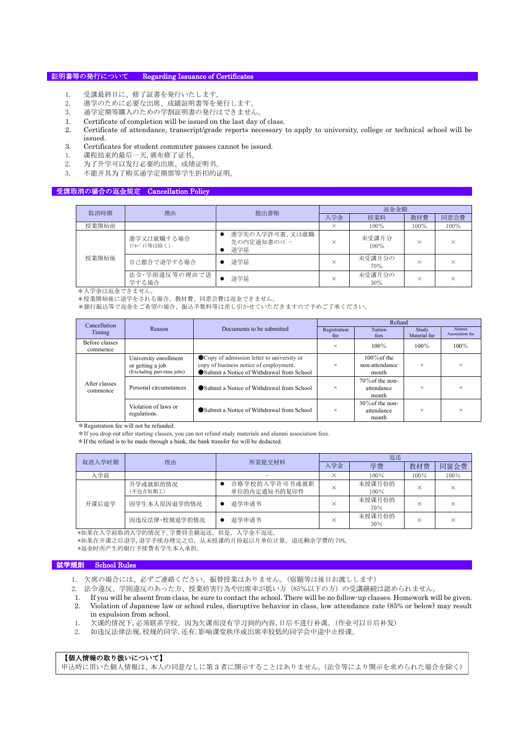## 証明書等の発行について　Regarding Issuance of Certificates

1. 受講最終日に、修了証書を発行いたします。
2. 進学のために必要な出席、成績証明書等を発行します。
3. 通学定期等購入のための学割証明書の発行はできません。

1. Certificate of completion will be issued on the last day of class.
2. Certificate of attendance, transcript/grade reports necessary to apply to university, college or technical school will be issued.
3. Certificates for student commuter passes cannot be issued.

1. 课程结束的最后一天, 颁布修了证书。
2. 为了升学可以发行必要的出席、成绩证明书。
3. 不能开具为了购买通学定期票等学生折扣的证明。

## 受講取消の場合の返金規定　Cancellation Policy

| 取消時期 | 理由 | 提出書類 | 返金金額 | | | |
|---|---|---|---|---|---|---|
| | | | 入学金 | 授業料 | 教材費 | 同窓会費 |
| 授業開始前 | | | × | 100% | 100% | 100% |
| 授業開始後 | 進学又は就職する場合 (ｱﾙﾊﾞｲﾄ等は除く) | ● 進学先の入学許可書、又は就職先の内定通知書のｺﾋﾟｰ<br>● 退学届 | × | 未受講月分 100% | × | × |
| | 自己都合で退学する場合 | ● 退学届 | × | 未受講月分の 70% | × | × |
| | 法令･学則違反等の理由で退学する場合 | ● 退学届 | × | 未受講月分の 30% | × | × |

*入学金は返金できません。
*授業開始後に退学をされる場合、教材費、同窓会費は返金できません。
*銀行振込等で返金をご希望の場合、振込手数料等は差し引かせていただきますので予めご了承ください。

| Cancellation Timing | Reason | Documents to be submitted | Refund | | | |
|---|---|---|---|---|---|---|
| | | | Registration fee | Tuition fees | Study Material fee | Alumni Association fee |
| Before classes commence | | | × | 100% | 100% | 100% |
| After classes commence | University enrollment or getting a job (Excluding part-time jobs) | ●Copy of admission letter to university or copy of business notice of employment.<br>●Submit a Notice of Withdrawal from School | × | 100%of the non-attendance month | × | × |
| | Personal circumstances | ●Submit a Notice of Withdrawal from School | × | 70%of the non-attendance month | × | × |
| | Violation of laws or regulations. | ●Submit a Notice of Withdrawal from School | × | 30%of the non-attendance month | × | × |

*Registration fee will not be refunded.
*If you drop out after starting classes, you can not refund study materials and alumni association fees.
*If the refund is to be made through a bank, the bank transfer fee will be deducted.

| 取消入学时期 | 理由 | 所需提交材料 | 返还 | | | |
|---|---|---|---|---|---|---|
| | | | 入学金 | 学费 | 教材费 | 同窗会费 |
| 入学前 | | − | × | 100% | 100% | 100% |
| 开课后退学 | 升学或就职的情况 (不包含短期工) | ● 合格学校的入学许可书或就职单位的内定通知书的复印件 | × | 未授课月份的 100% | × | × |
| | 因学生本人原因退学的情况 | ● 退学申请书 | × | 未授课月份的 70% | × | × |
| | 因违反法律･校规退学的情况 | ● 退学申请书 | × | 未授课月份的 30% | × | × |

*如果在入学前取消入学的情况下, 学费将全额返还。但是, 入学金不返还。
*如果在开课之后退学, 退学手续办理完之后, 从未授课的月份起以月单位计算, 退还剩余学费的 70%。
*返金时所产生的银行手续费有学生本人承担。

## 就学規則　School Rules

1. 欠席の場合には、必ずご連絡ください。振替授業はありません。(宿題等は後日お渡しします)
2. 法令違反、学則違反のあった方、授業妨害行為や出席率が低い方（85%以下の方）の受講継続は認められません。

1. If you will be absent from class, be sure to contact the school. There will be no follow-up classes. Homework will be given.
2. Violation of Japanese law or school rules, disruptive behavior in class, low attendance rate (85% or below) may result in expulsion from school.

1. 欠课的情况下, 必须联系学校。因为欠课而没有学习到的内容, 日后不进行补课。(作业可以日后补发)
2. 如违反法律法规, 校规的同学, 还有, 影响课堂秩序或出席率较低的同学会中途中止授课。

**【個人情報の取り扱いについて】**
申込時に頂いた個人情報は、本人の同意なしに第 3 者に開示することはありません。(法令等により開示を求められた場合を除く)